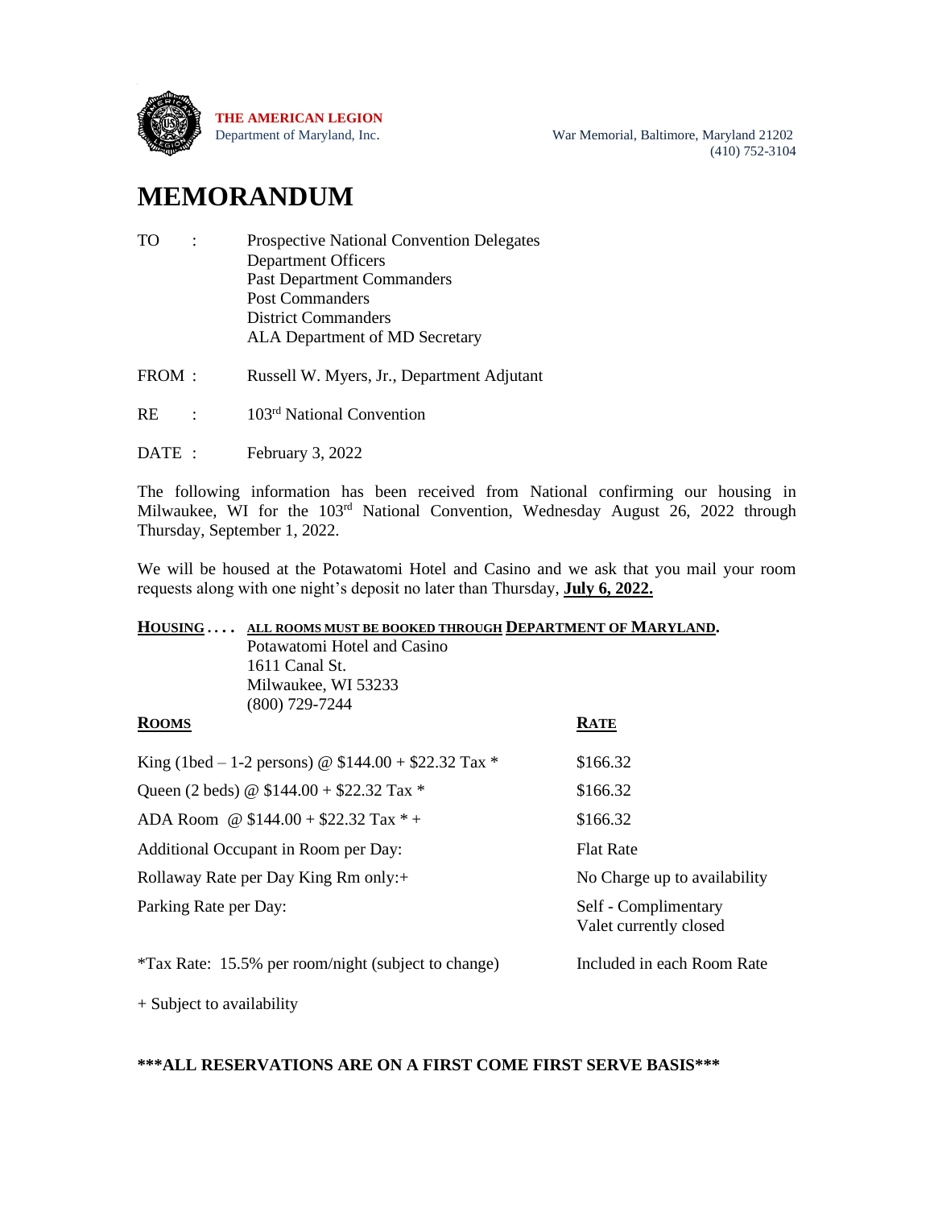**THE AMERICAN LEGION**
Department of Maryland, Inc.

War Memorial, Baltimore, Maryland 21202
(410) 752-3104

# MEMORANDUM

TO : Prospective National Convention Delegates
Department Officers
Past Department Commanders
Post Commanders
District Commanders
ALA Department of MD Secretary

FROM : Russell W. Myers, Jr., Department Adjutant

RE : 103rd National Convention

DATE : February 3, 2022

The following information has been received from National confirming our housing in Milwaukee, WI for the 103rd National Convention, Wednesday August 26, 2022 through Thursday, September 1, 2022.

We will be housed at the Potawatomi Hotel and Casino and we ask that you mail your room requests along with one night's deposit no later than Thursday, **July 6, 2022.**

**HOUSING . . . . ALL ROOMS MUST BE BOOKED THROUGH DEPARTMENT OF MARYLAND.**
Potawatomi Hotel and Casino
1611 Canal St.
Milwaukee, WI 53233
(800) 729-7244

| **ROOMS** | **RATE** |
|---|---|
| King (1bed – 1-2 persons) @ $144.00 + $22.32 Tax * | $166.32 |
| Queen (2 beds) @ $144.00 + $22.32 Tax * | $166.32 |
| ADA Room @ $144.00 + $22.32 Tax * + | $166.32 |
| Additional Occupant in Room per Day: | Flat Rate |
| Rollaway Rate per Day King Rm only:+ | No Charge up to availability |
| Parking Rate per Day: | Self - Complimentary<br>Valet currently closed |
| *Tax Rate: 15.5% per room/night (subject to change) | Included in each Room Rate |

+ Subject to availability

**\*\*\*ALL RESERVATIONS ARE ON A FIRST COME FIRST SERVE BASIS\*\*\***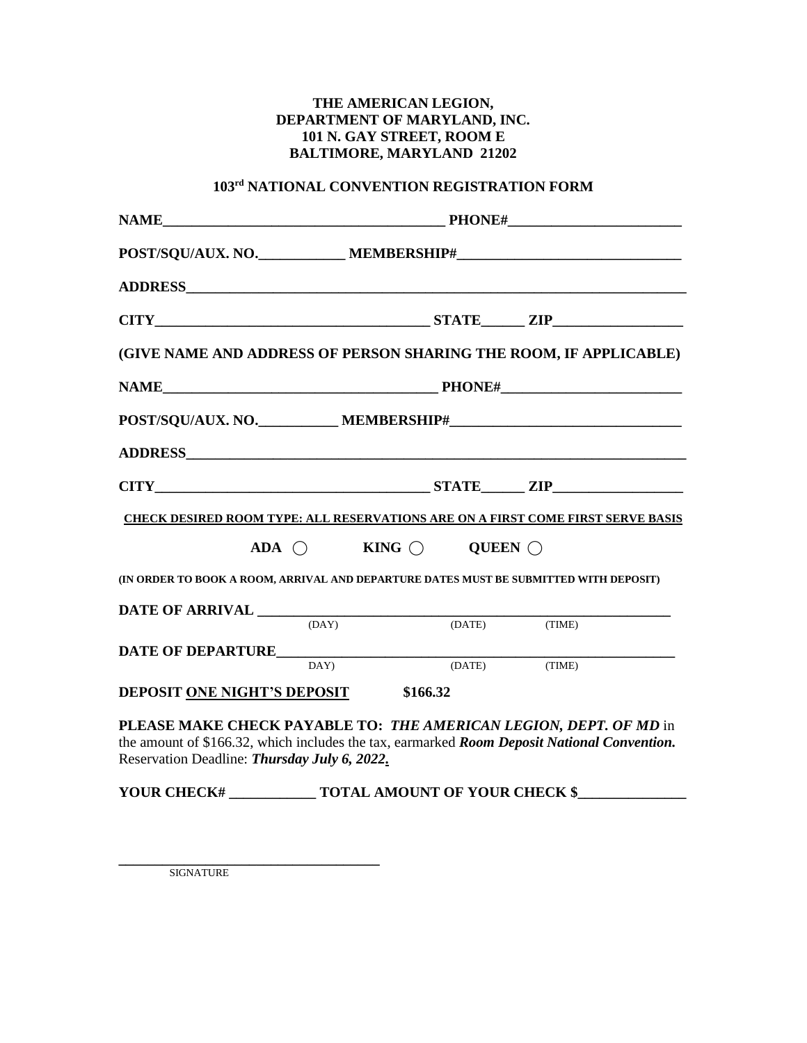**THE AMERICAN LEGION,**
**DEPARTMENT OF MARYLAND, INC.**
**101 N. GAY STREET, ROOM E**
**BALTIMORE, MARYLAND 21202**

## 103rd NATIONAL CONVENTION REGISTRATION FORM

**NAME**_______________________________________ **PHONE#**________________________

**POST/SQU/AUX. NO.**____________ **MEMBERSHIP#**______________________________

**ADDRESS**_______________________________________________________________________

**CITY**______________________________________ **STATE**______ **ZIP**__________________

**(GIVE NAME AND ADDRESS OF PERSON SHARING THE ROOM, IF APPLICABLE)**

**NAME**_______________________________________ **PHONE#**________________________

**POST/SQU/AUX. NO.**___________ **MEMBERSHIP#**_______________________________

**ADDRESS**_______________________________________________________________________

**CITY**______________________________________ **STATE**______ **ZIP**__________________

**CHECK DESIRED ROOM TYPE: ALL RESERVATIONS ARE ON A FIRST COME FIRST SERVE BASIS**

**ADA** ◯ **KING** ◯ **QUEEN** ◯

**(IN ORDER TO BOOK A ROOM, ARRIVAL AND DEPARTURE DATES MUST BE SUBMITTED WITH DEPOSIT)**

**DATE OF ARRIVAL** _______________________________________________________
(DAY) (DATE) (TIME)

**DATE OF DEPARTURE**_____________________________________________________
DAY) (DATE) (TIME)

**DEPOSIT ONE NIGHT'S DEPOSIT** **$166.32**

**PLEASE MAKE CHECK PAYABLE TO:** ***THE AMERICAN LEGION, DEPT. OF MD*** in the amount of $166.32, which includes the tax, earmarked ***Room Deposit National Convention.*** Reservation Deadline: ***Thursday July 6, 2022.***

**YOUR CHECK#** ____________ **TOTAL AMOUNT OF YOUR CHECK $**_______________

_____________________________________
SIGNATURE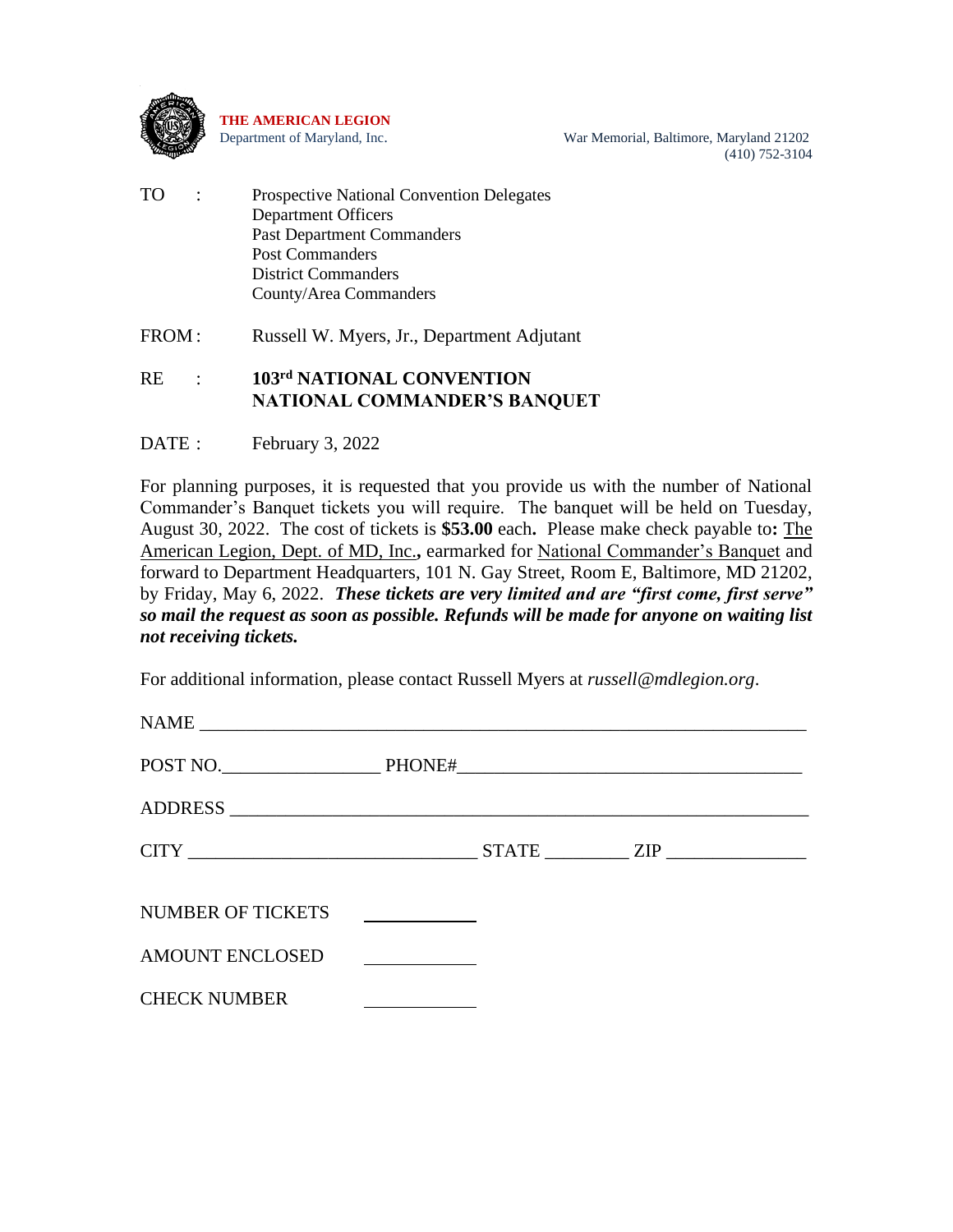**THE AMERICAN LEGION**
Department of Maryland, Inc.

War Memorial, Baltimore, Maryland 21202
(410) 752-3104

TO : Prospective National Convention Delegates
Department Officers
Past Department Commanders
Post Commanders
District Commanders
County/Area Commanders

FROM : Russell W. Myers, Jr., Department Adjutant

RE : **103rd NATIONAL CONVENTION**
**NATIONAL COMMANDER'S BANQUET**

DATE : February 3, 2022

For planning purposes, it is requested that you provide us with the number of National Commander's Banquet tickets you will require. The banquet will be held on Tuesday, August 30, 2022. The cost of tickets is **$53.00** each**.** Please make check payable to**:** The American Legion, Dept. of MD, Inc.**,** earmarked for National Commander's Banquet and forward to Department Headquarters, 101 N. Gay Street, Room E, Baltimore, MD 21202, by Friday, May 6, 2022. ***These tickets are very limited and are "first come, first serve" so mail the request as soon as possible. Refunds will be made for anyone on waiting list not receiving tickets.***

For additional information, please contact Russell Myers at *russell@mdlegion.org*.

NAME ___________________________________________________________________

POST NO.________________ PHONE#___________________________________

ADDRESS _______________________________________________________________

CITY ____________________________ STATE ________ ZIP ______________

NUMBER OF TICKETS ____________

AMOUNT ENCLOSED ____________

CHECK NUMBER ____________